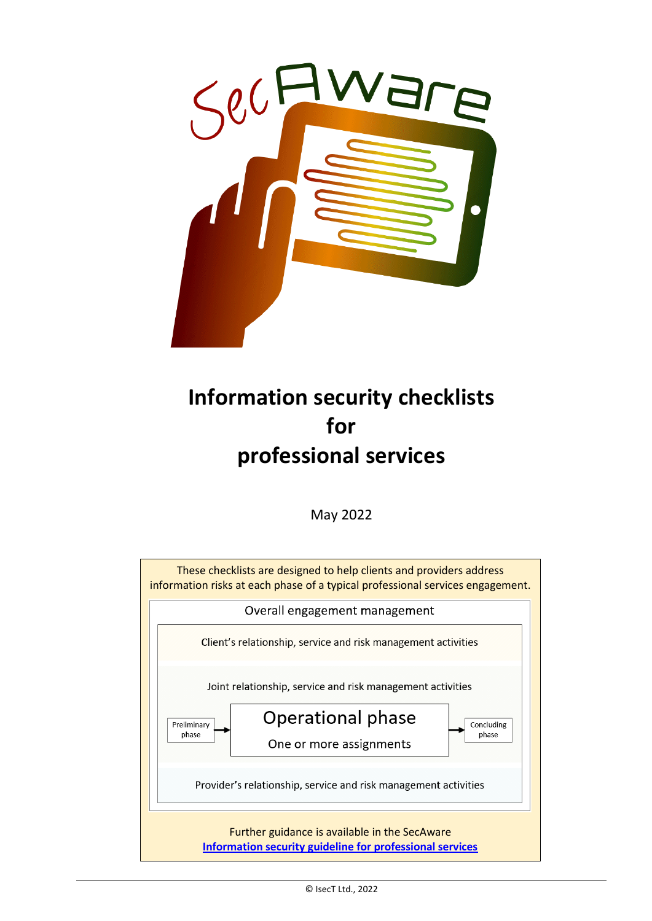# Information security checklists for professional services

May 2022

These checklists are designed to help clients and providers address information risks at each phase of a typical professional services engagement.

Overall engagement management

Client's relationship, service and risk management activities

Joint relationship, service and risk management activities

Preliminary phase → **Operational phase** One or more assignments → Concluding phase

Provider's relationship, service and risk management activities

Further guidance is available in the SecAware
**Information security guideline for professional services**

© IsecT Ltd., 2022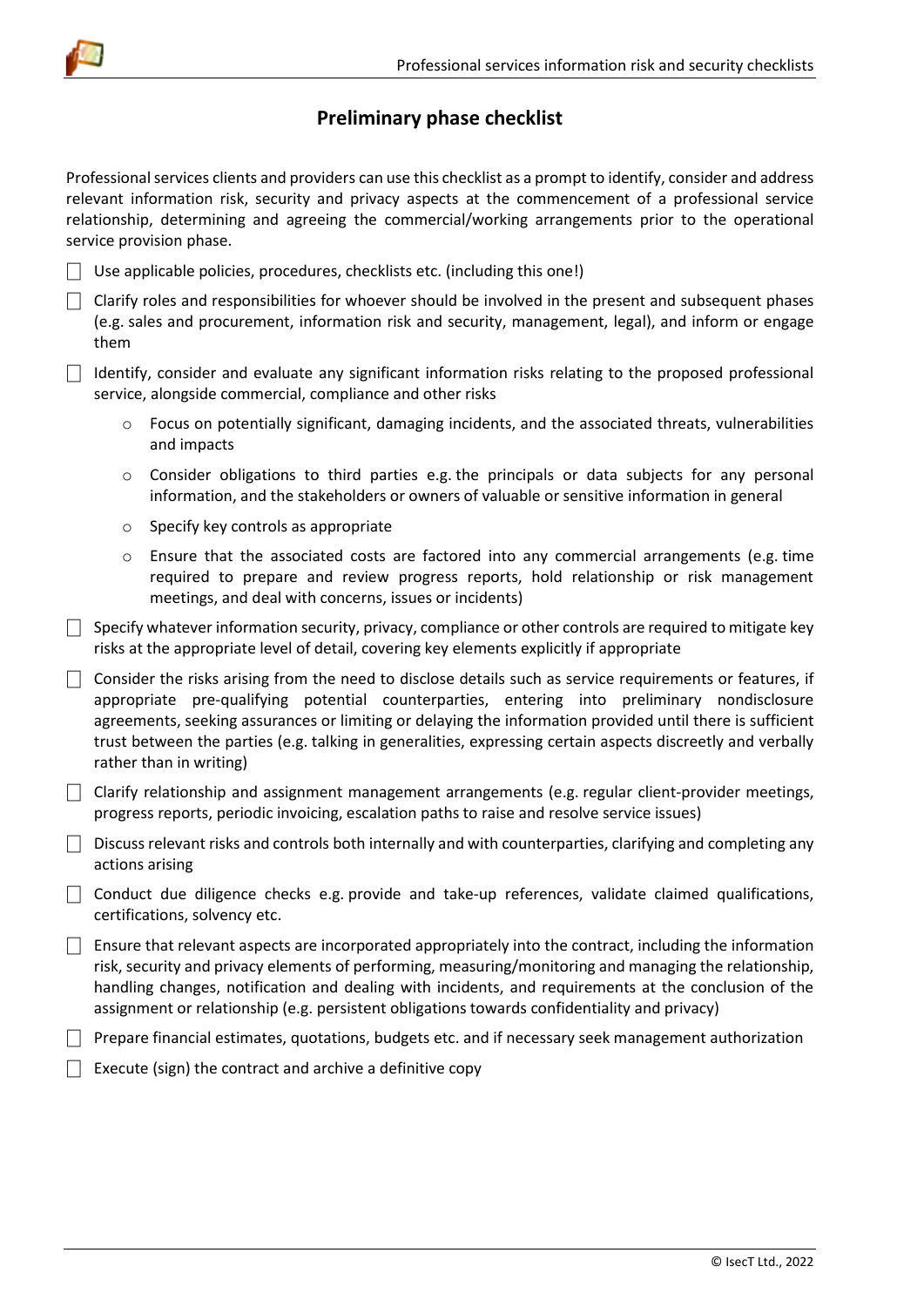## Preliminary phase checklist

Professional services clients and providers can use this checklist as a prompt to identify, consider and address relevant information risk, security and privacy aspects at the commencement of a professional service relationship, determining and agreeing the commercial/working arrangements prior to the operational service provision phase.

- [ ] Use applicable policies, procedures, checklists etc. (including this one!)
- [ ] Clarify roles and responsibilities for whoever should be involved in the present and subsequent phases (e.g. sales and procurement, information risk and security, management, legal), and inform or engage them
- [ ] Identify, consider and evaluate any significant information risks relating to the proposed professional service, alongside commercial, compliance and other risks
    - Focus on potentially significant, damaging incidents, and the associated threats, vulnerabilities and impacts
    - Consider obligations to third parties e.g. the principals or data subjects for any personal information, and the stakeholders or owners of valuable or sensitive information in general
    - Specify key controls as appropriate
    - Ensure that the associated costs are factored into any commercial arrangements (e.g. time required to prepare and review progress reports, hold relationship or risk management meetings, and deal with concerns, issues or incidents)
- [ ] Specify whatever information security, privacy, compliance or other controls are required to mitigate key risks at the appropriate level of detail, covering key elements explicitly if appropriate
- [ ] Consider the risks arising from the need to disclose details such as service requirements or features, if appropriate pre-qualifying potential counterparties, entering into preliminary nondisclosure agreements, seeking assurances or limiting or delaying the information provided until there is sufficient trust between the parties (e.g. talking in generalities, expressing certain aspects discreetly and verbally rather than in writing)
- [ ] Clarify relationship and assignment management arrangements (e.g. regular client-provider meetings, progress reports, periodic invoicing, escalation paths to raise and resolve service issues)
- [ ] Discuss relevant risks and controls both internally and with counterparties, clarifying and completing any actions arising
- [ ] Conduct due diligence checks e.g. provide and take-up references, validate claimed qualifications, certifications, solvency etc.
- [ ] Ensure that relevant aspects are incorporated appropriately into the contract, including the information risk, security and privacy elements of performing, measuring/monitoring and managing the relationship, handling changes, notification and dealing with incidents, and requirements at the conclusion of the assignment or relationship (e.g. persistent obligations towards confidentiality and privacy)
- [ ] Prepare financial estimates, quotations, budgets etc. and if necessary seek management authorization
- [ ] Execute (sign) the contract and archive a definitive copy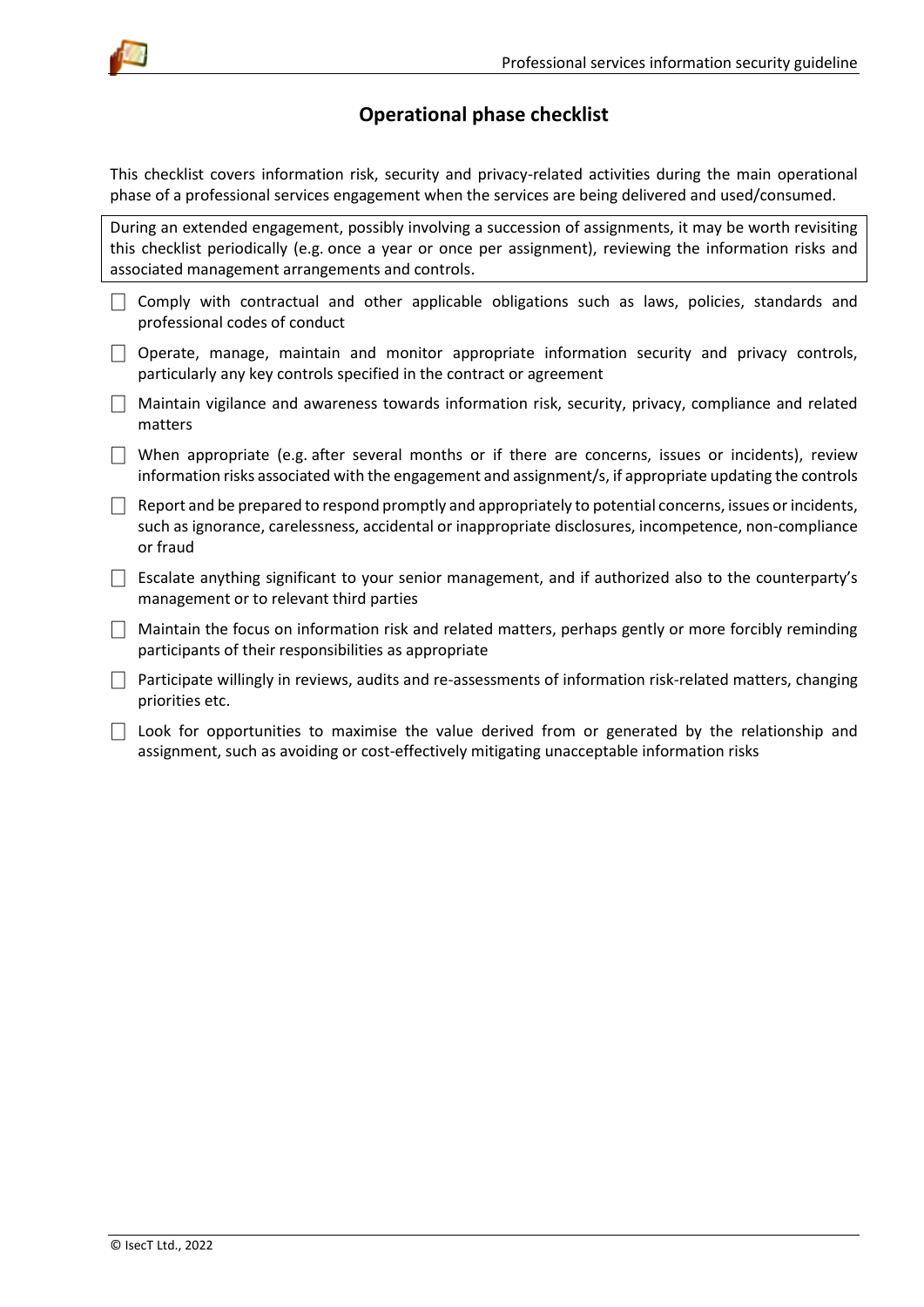## Operational phase checklist

This checklist covers information risk, security and privacy-related activities during the main operational phase of a professional services engagement when the services are being delivered and used/consumed.

> During an extended engagement, possibly involving a succession of assignments, it may be worth revisiting this checklist periodically (e.g. once a year or once per assignment), reviewing the information risks and associated management arrangements and controls.

- [ ] Comply with contractual and other applicable obligations such as laws, policies, standards and professional codes of conduct
- [ ] Operate, manage, maintain and monitor appropriate information security and privacy controls, particularly any key controls specified in the contract or agreement
- [ ] Maintain vigilance and awareness towards information risk, security, privacy, compliance and related matters
- [ ] When appropriate (e.g. after several months or if there are concerns, issues or incidents), review information risks associated with the engagement and assignment/s, if appropriate updating the controls
- [ ] Report and be prepared to respond promptly and appropriately to potential concerns, issues or incidents, such as ignorance, carelessness, accidental or inappropriate disclosures, incompetence, non-compliance or fraud
- [ ] Escalate anything significant to your senior management, and if authorized also to the counterparty's management or to relevant third parties
- [ ] Maintain the focus on information risk and related matters, perhaps gently or more forcibly reminding participants of their responsibilities as appropriate
- [ ] Participate willingly in reviews, audits and re-assessments of information risk-related matters, changing priorities etc.
- [ ] Look for opportunities to maximise the value derived from or generated by the relationship and assignment, such as avoiding or cost-effectively mitigating unacceptable information risks

© IsecT Ltd., 2022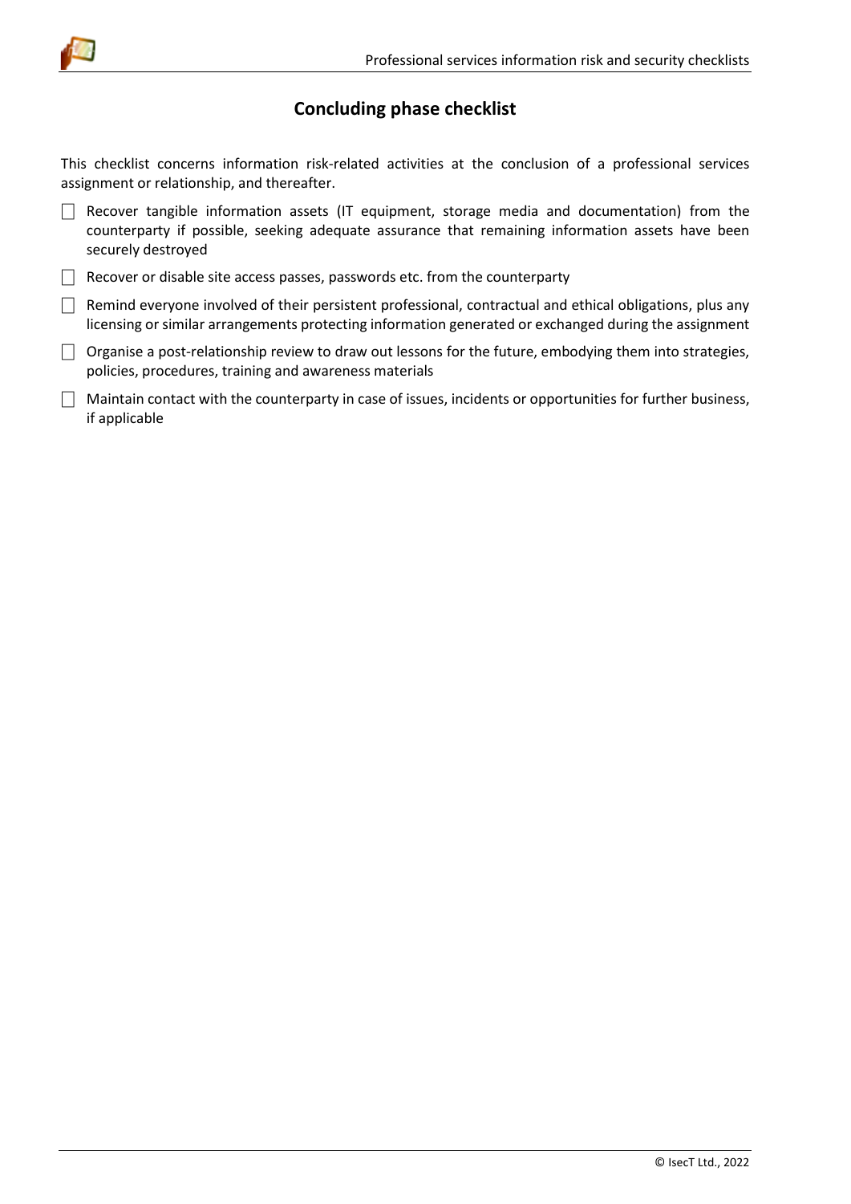## Concluding phase checklist

This checklist concerns information risk-related activities at the conclusion of a professional services assignment or relationship, and thereafter.

- [ ] Recover tangible information assets (IT equipment, storage media and documentation) from the counterparty if possible, seeking adequate assurance that remaining information assets have been securely destroyed
- [ ] Recover or disable site access passes, passwords etc. from the counterparty
- [ ] Remind everyone involved of their persistent professional, contractual and ethical obligations, plus any licensing or similar arrangements protecting information generated or exchanged during the assignment
- [ ] Organise a post-relationship review to draw out lessons for the future, embodying them into strategies, policies, procedures, training and awareness materials
- [ ] Maintain contact with the counterparty in case of issues, incidents or opportunities for further business, if applicable